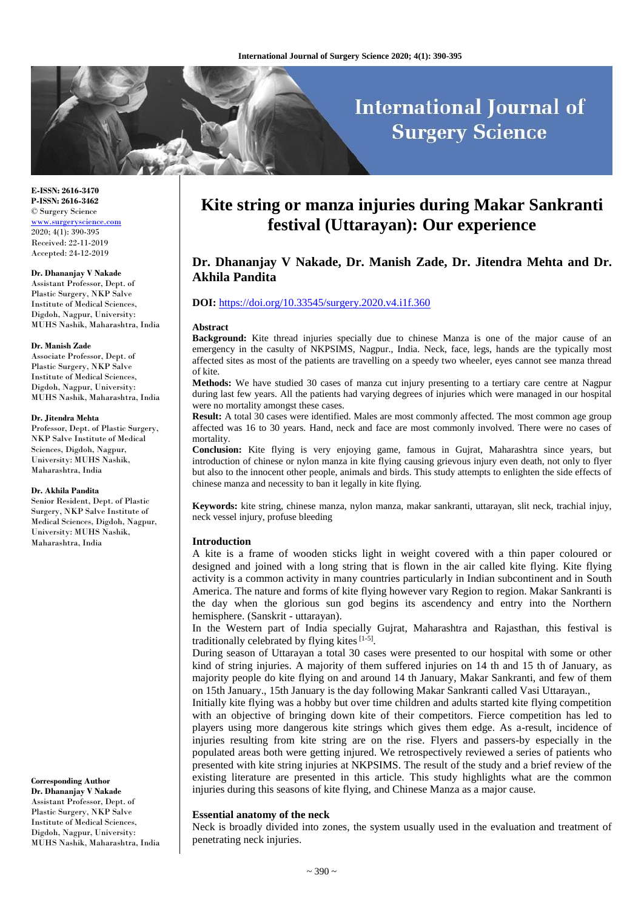E-ISSN: 2616-3470
P-ISSN: 2616-3462
© Surgery Science
www.surgeryscience.com
2020; 4(1): 390-395
Received: 22-11-2019
Accepted: 24-12-2019

**Dr. Dhananjay V Nakade**
Assistant Professor, Dept. of Plastic Surgery, NKP Salve Institute of Medical Sciences, Digdoh, Nagpur, University: MUHS Nashik, Maharashtra, India

**Dr. Manish Zade**
Associate Professor, Dept. of Plastic Surgery, NKP Salve Institute of Medical Sciences, Digdoh, Nagpur, University: MUHS Nashik, Maharashtra, India

**Dr. Jitendra Mehta**
Professor, Dept. of Plastic Surgery, NKP Salve Institute of Medical Sciences, Digdoh, Nagpur, University: MUHS Nashik, Maharashtra, India

**Dr. Akhila Pandita**
Senior Resident, Dept. of Plastic Surgery, NKP Salve Institute of Medical Sciences, Digdoh, Nagpur, University: MUHS Nashik, Maharashtra, India

**Corresponding Author**
**Dr. Dhananjay V Nakade**
Assistant Professor, Dept. of Plastic Surgery, NKP Salve Institute of Medical Sciences, Digdoh, Nagpur, University: MUHS Nashik, Maharashtra, India

# Kite string or manza injuries during Makar Sankranti festival (Uttarayan): Our experience

## Dr. Dhananjay V Nakade, Dr. Manish Zade, Dr. Jitendra Mehta and Dr. Akhila Pandita

**DOI:** https://doi.org/10.33545/surgery.2020.v4.i1f.360

### Abstract

**Background:** Kite thread injuries specially due to chinese Manza is one of the major cause of an emergency in the casulty of NKPSIMS, Nagpur., India. Neck, face, legs, hands are the typically most affected sites as most of the patients are travelling on a speedy two wheeler, eyes cannot see manza thread of kite.

**Methods:** We have studied 30 cases of manza cut injury presenting to a tertiary care centre at Nagpur during last few years. All the patients had varying degrees of injuries which were managed in our hospital were no mortality amongst these cases.

**Result:** A total 30 cases were identified. Males are most commonly affected. The most common age group affected was 16 to 30 years. Hand, neck and face are most commonly involved. There were no cases of mortality.

**Conclusion:** Kite flying is very enjoying game, famous in Gujrat, Maharashtra since years, but introduction of chinese or nylon manza in kite flying causing grievous injury even death, not only to flyer but also to the innocent other people, animals and birds. This study attempts to enlighten the side effects of chinese manza and necessity to ban it legally in kite flying.

**Keywords:** kite string, chinese manza, nylon manza, makar sankranti, uttarayan, slit neck, trachial injuy, neck vessel injury, profuse bleeding

### Introduction

A kite is a frame of wooden sticks light in weight covered with a thin paper coloured or designed and joined with a long string that is flown in the air called kite flying. Kite flying activity is a common activity in many countries particularly in Indian subcontinent and in South America. The nature and forms of kite flying however vary Region to region. Makar Sankranti is the day when the glorious sun god begins its ascendency and entry into the Northern hemisphere. (Sanskrit - uttarayan).

In the Western part of India specially Gujrat, Maharashtra and Rajasthan, this festival is traditionally celebrated by flying kites [1-5].

During season of Uttarayan a total 30 cases were presented to our hospital with some or other kind of string injuries. A majority of them suffered injuries on 14 th and 15 th of January, as majority people do kite flying on and around 14 th January, Makar Sankranti, and few of them on 15th January., 15th January is the day following Makar Sankranti called Vasi Uttarayan.,

Initially kite flying was a hobby but over time children and adults started kite flying competition with an objective of bringing down kite of their competitors. Fierce competition has led to players using more dangerous kite strings which gives them edge. As a-result, incidence of injuries resulting from kite string are on the rise. Flyers and passers-by especially in the populated areas both were getting injured. We retrospectively reviewed a series of patients who presented with kite string injuries at NKPSIMS. The result of the study and a brief review of the existing literature are presented in this article. This study highlights what are the common injuries during this seasons of kite flying, and Chinese Manza as a major cause.

### Essential anatomy of the neck

Neck is broadly divided into zones, the system usually used in the evaluation and treatment of penetrating neck injuries.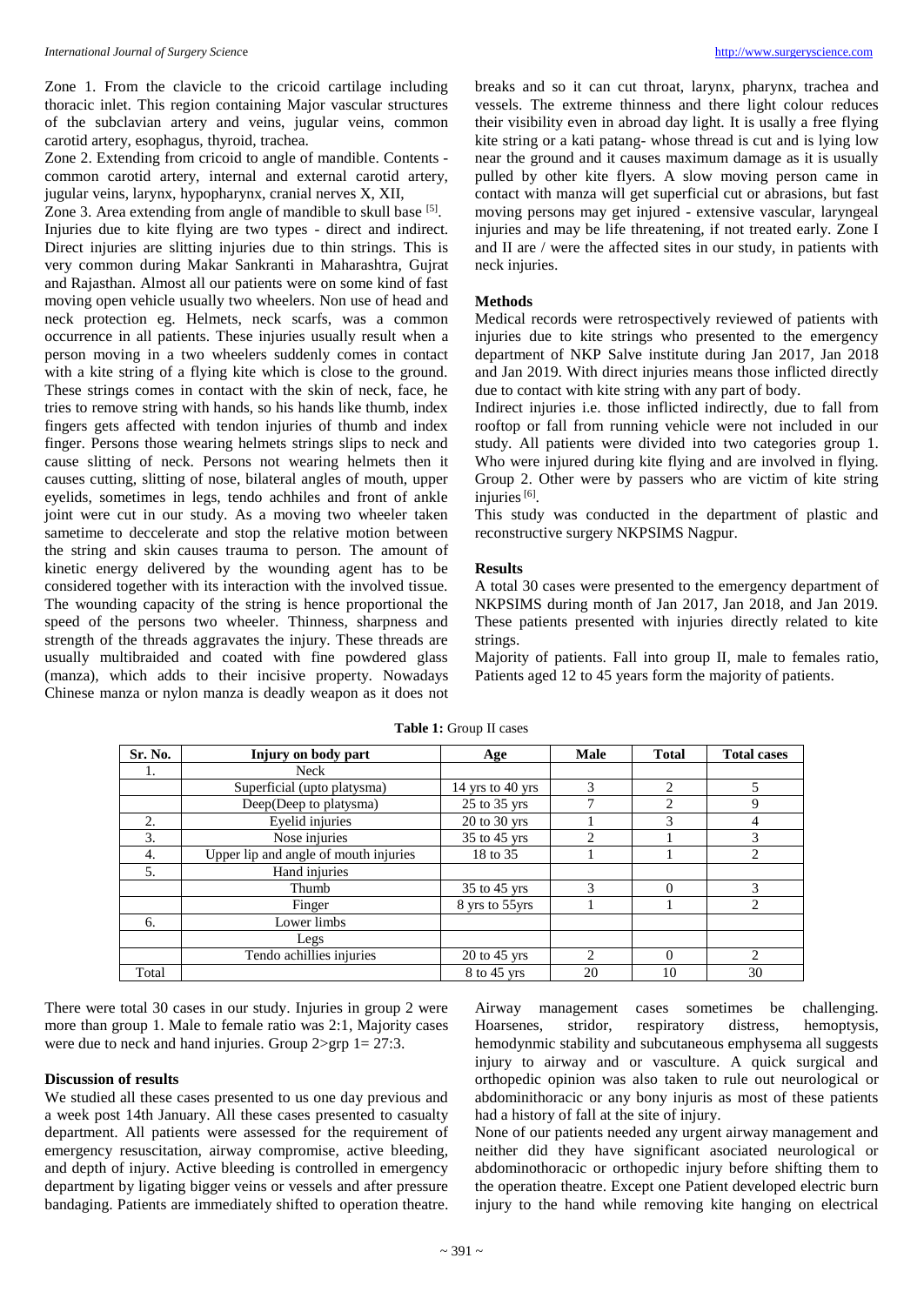Zone 1. From the clavicle to the cricoid cartilage including thoracic inlet. This region containing Major vascular structures of the subclavian artery and veins, jugular veins, common carotid artery, esophagus, thyroid, trachea.

Zone 2. Extending from cricoid to angle of mandible. Contents - common carotid artery, internal and external carotid artery, jugular veins, larynx, hypopharynx, cranial nerves X, XII,

Zone 3. Area extending from angle of mandible to skull base [5].

Injuries due to kite flying are two types - direct and indirect. Direct injuries are slitting injuries due to thin strings. This is very common during Makar Sankranti in Maharashtra, Gujrat and Rajasthan. Almost all our patients were on some kind of fast moving open vehicle usually two wheelers. Non use of head and neck protection eg. Helmets, neck scarfs, was a common occurrence in all patients. These injuries usually result when a person moving in a two wheelers suddenly comes in contact with a kite string of a flying kite which is close to the ground. These strings comes in contact with the skin of neck, face, he tries to remove string with hands, so his hands like thumb, index fingers gets affected with tendon injuries of thumb and index finger. Persons those wearing helmets strings slips to neck and cause slitting of neck. Persons not wearing helmets then it causes cutting, slitting of nose, bilateral angles of mouth, upper eyelids, sometimes in legs, tendo achhiles and front of ankle joint were cut in our study. As a moving two wheeler taken sametime to deccelerate and stop the relative motion between the string and skin causes trauma to person. The amount of kinetic energy delivered by the wounding agent has to be considered together with its interaction with the involved tissue. The wounding capacity of the string is hence proportional the speed of the persons two wheeler. Thinness, sharpness and strength of the threads aggravates the injury. These threads are usually multibraided and coated with fine powdered glass (manza), which adds to their incisive property. Nowadays Chinese manza or nylon manza is deadly weapon as it does not breaks and so it can cut throat, larynx, pharynx, trachea and vessels. The extreme thinness and there light colour reduces their visibility even in abroad day light. It is usally a free flying kite string or a kati patang- whose thread is cut and is lying low near the ground and it causes maximum damage as it is usually pulled by other kite flyers. A slow moving person came in contact with manza will get superficial cut or abrasions, but fast moving persons may get injured - extensive vascular, laryngeal injuries and may be life threatening, if not treated early. Zone I and II are / were the affected sites in our study, in patients with neck injuries.

## Methods

Medical records were retrospectively reviewed of patients with injuries due to kite strings who presented to the emergency department of NKP Salve institute during Jan 2017, Jan 2018 and Jan 2019. With direct injuries means those inflicted directly due to contact with kite string with any part of body.

Indirect injuries i.e. those inflicted indirectly, due to fall from rooftop or fall from running vehicle were not included in our study. All patients were divided into two categories group 1. Who were injured during kite flying and are involved in flying. Group 2. Other were by passers who are victim of kite string injuries [6].

This study was conducted in the department of plastic and reconstructive surgery NKPSIMS Nagpur.

## Results

A total 30 cases were presented to the emergency department of NKPSIMS during month of Jan 2017, Jan 2018, and Jan 2019. These patients presented with injuries directly related to kite strings.

Majority of patients. Fall into group II, male to females ratio, Patients aged 12 to 45 years form the majority of patients.

**Table 1:** Group II cases

| Sr. No. | Injury on body part | Age | Male | Total | Total cases |
|---|---|---|---|---|---|
| 1. | Neck | | | | |
| | Superficial (upto platysma) | 14 yrs to 40 yrs | 3 | 2 | 5 |
| | Deep(Deep to platysma) | 25 to 35 yrs | 7 | 2 | 9 |
| 2. | Eyelid injuries | 20 to 30 yrs | 1 | 3 | 4 |
| 3. | Nose injuries | 35 to 45 yrs | 2 | 1 | 3 |
| 4. | Upper lip and angle of mouth injuries | 18 to 35 | 1 | 1 | 2 |
| 5. | Hand injuries | | | | |
| | Thumb | 35 to 45 yrs | 3 | 0 | 3 |
| | Finger | 8 yrs to 55yrs | 1 | 1 | 2 |
| 6. | Lower limbs | | | | |
| | Legs | | | | |
| | Tendo achillies injuries | 20 to 45 yrs | 2 | 0 | 2 |
| Total | | 8 to 45 yrs | 20 | 10 | 30 |

There were total 30 cases in our study. Injuries in group 2 were more than group 1. Male to female ratio was 2:1, Majority cases were due to neck and hand injuries. Group 2>grp 1= 27:3.

## Discussion of results

We studied all these cases presented to us one day previous and a week post 14th January. All these cases presented to casualty department. All patients were assessed for the requirement of emergency resuscitation, airway compromise, active bleeding, and depth of injury. Active bleeding is controlled in emergency department by ligating bigger veins or vessels and after pressure bandaging. Patients are immediately shifted to operation theatre.

Airway management cases sometimes be challenging. Hoarsenes, stridor, respiratory distress, hemoptysis, hemodynamic stability and subcutaneous emphysema all suggests injury to airway and or vasculture. A quick surgical and orthopedic opinion was also taken to rule out neurological or abdominithoracic or any bony injuris as most of these patients had a history of fall at the site of injury.

None of our patients needed any urgent airway management and neither did they have significant asociated neurological or abdominothoracic or orthopedic injury before shifting them to the operation theatre. Except one Patient developed electric burn injury to the hand while removing kite hanging on electrical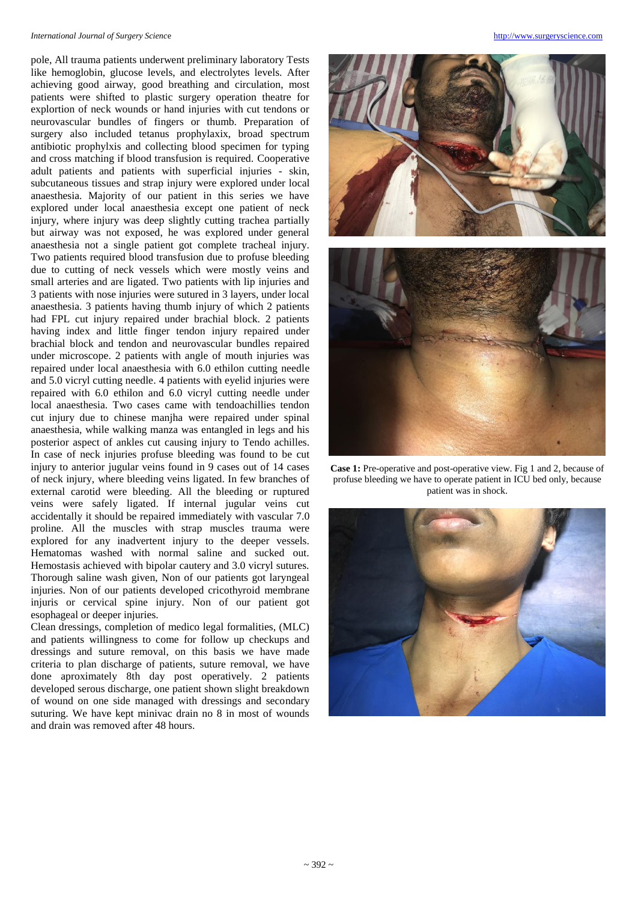pole, All trauma patients underwent preliminary laboratory Tests like hemoglobin, glucose levels, and electrolytes levels. After achieving good airway, good breathing and circulation, most patients were shifted to plastic surgery operation theatre for explortion of neck wounds or hand injuries with cut tendons or neurovascular bundles of fingers or thumb. Preparation of surgery also included tetanus prophylaxix, broad spectrum antibiotic prophylxis and collecting blood specimen for typing and cross matching if blood transfusion is required. Cooperative adult patients and patients with superficial injuries - skin, subcutaneous tissues and strap injury were explored under local anaesthesia. Majority of our patient in this series we have explored under local anaesthesia except one patient of neck injury, where injury was deep slightly cutting trachea partially but airway was not exposed, he was explored under general anaesthesia not a single patient got complete tracheal injury. Two patients required blood transfusion due to profuse bleeding due to cutting of neck vessels which were mostly veins and small arteries and are ligated. Two patients with lip injuries and 3 patients with nose injuries were sutured in 3 layers, under local anaesthesia. 3 patients having thumb injury of which 2 patients had FPL cut injury repaired under brachial block. 2 patients having index and little finger tendon injury repaired under brachial block and tendon and neurovascular bundles repaired under microscope. 2 patients with angle of mouth injuries was repaired under local anaesthesia with 6.0 ethilon cutting needle and 5.0 vicryl cutting needle. 4 patients with eyelid injuries were repaired with 6.0 ethilon and 6.0 vicryl cutting needle under local anaesthesia. Two cases came with tendoachillies tendon cut injury due to chinese manjha were repaired under spinal anaesthesia, while walking manza was entangled in legs and his posterior aspect of ankles cut causing injury to Tendo achilles. In case of neck injuries profuse bleeding was found to be cut injury to anterior jugular veins found in 9 cases out of 14 cases of neck injury, where bleeding veins ligated. In few branches of external carotid were bleeding. All the bleeding or ruptured veins were safely ligated. If internal jugular veins cut accidentally it should be repaired immediately with vascular 7.0 proline. All the muscles with strap muscles trauma were explored for any inadvertent injury to the deeper vessels. Hematomas washed with normal saline and sucked out. Hemostasis achieved with bipolar cautery and 3.0 vicryl sutures. Thorough saline wash given, Non of our patients got laryngeal injuries. Non of our patients developed cricothyroid membrane injuris or cervical spine injury. Non of our patient got esophageal or deeper injuries.

Clean dressings, completion of medico legal formalities, (MLC) and patients willingness to come for follow up checkups and dressings and suture removal, on this basis we have made criteria to plan discharge of patients, suture removal, we have done aproximately 8th day post operatively. 2 patients developed serous discharge, one patient shown slight breakdown of wound on one side managed with dressings and secondary suturing. We have kept minivac drain no 8 in most of wounds and drain was removed after 48 hours.

**Case 1:** Pre-operative and post-operative view. Fig 1 and 2, because of profuse bleeding we have to operate patient in ICU bed only, because patient was in shock.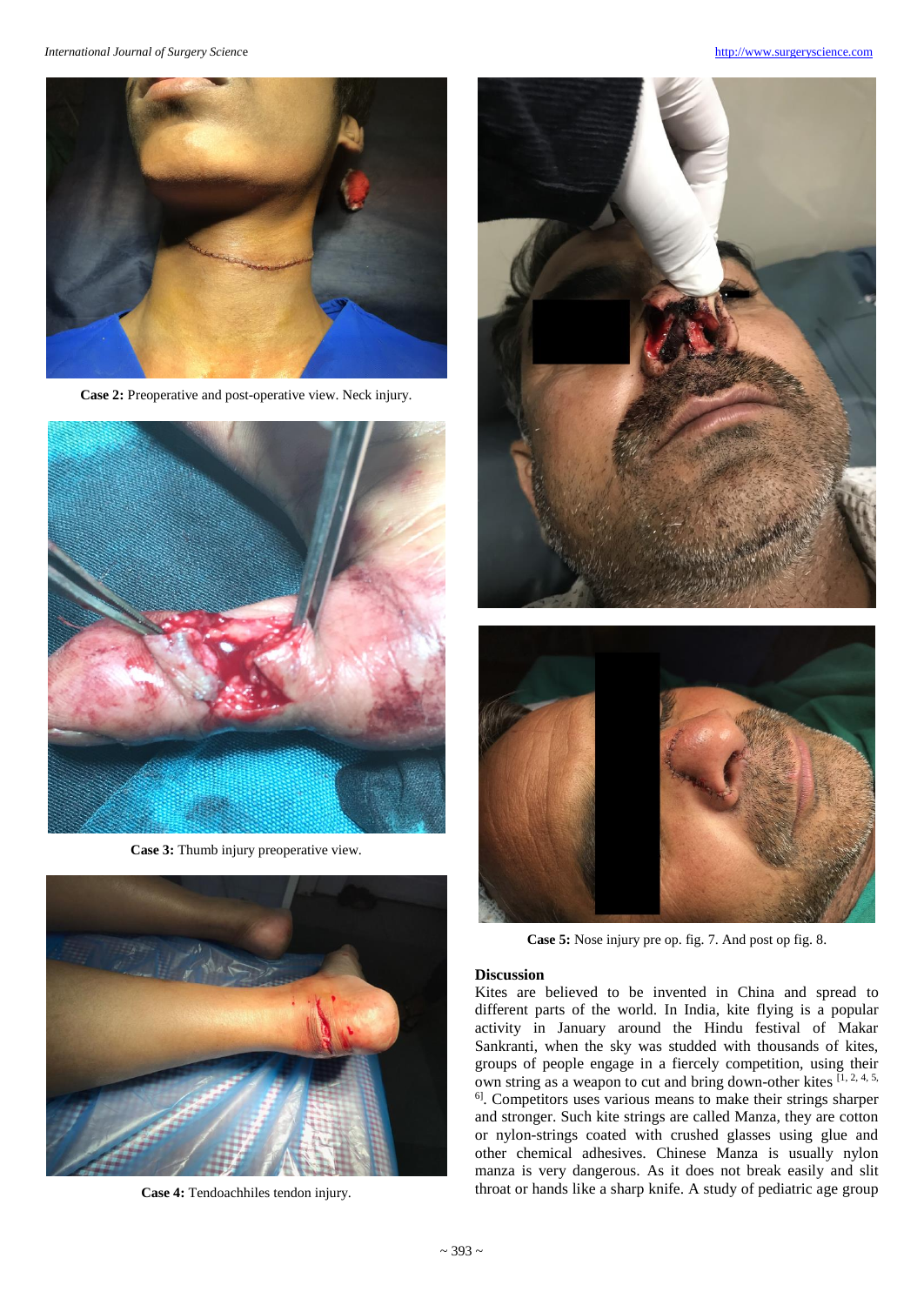Case 2: Preoperative and post-operative view. Neck injury.

**Case 3:** Thumb injury preoperative view.

**Case 4:** Tendoachhiles tendon injury.

**Case 5:** Nose injury pre op. fig. 7. And post op fig. 8.

## Discussion

Kites are believed to be invented in China and spread to different parts of the world. In India, kite flying is a popular activity in January around the Hindu festival of Makar Sankranti, when the sky was studded with thousands of kites, groups of people engage in a fiercely competition, using their own string as a weapon to cut and bring down-other kites [1, 2, 4, 5, 6]. Competitors uses various means to make their strings sharper and stronger. Such kite strings are called Manza, they are cotton or nylon-strings coated with crushed glasses using glue and other chemical adhesives. Chinese Manza is usually nylon manza is very dangerous. As it does not break easily and slit throat or hands like a sharp knife. A study of pediatric age group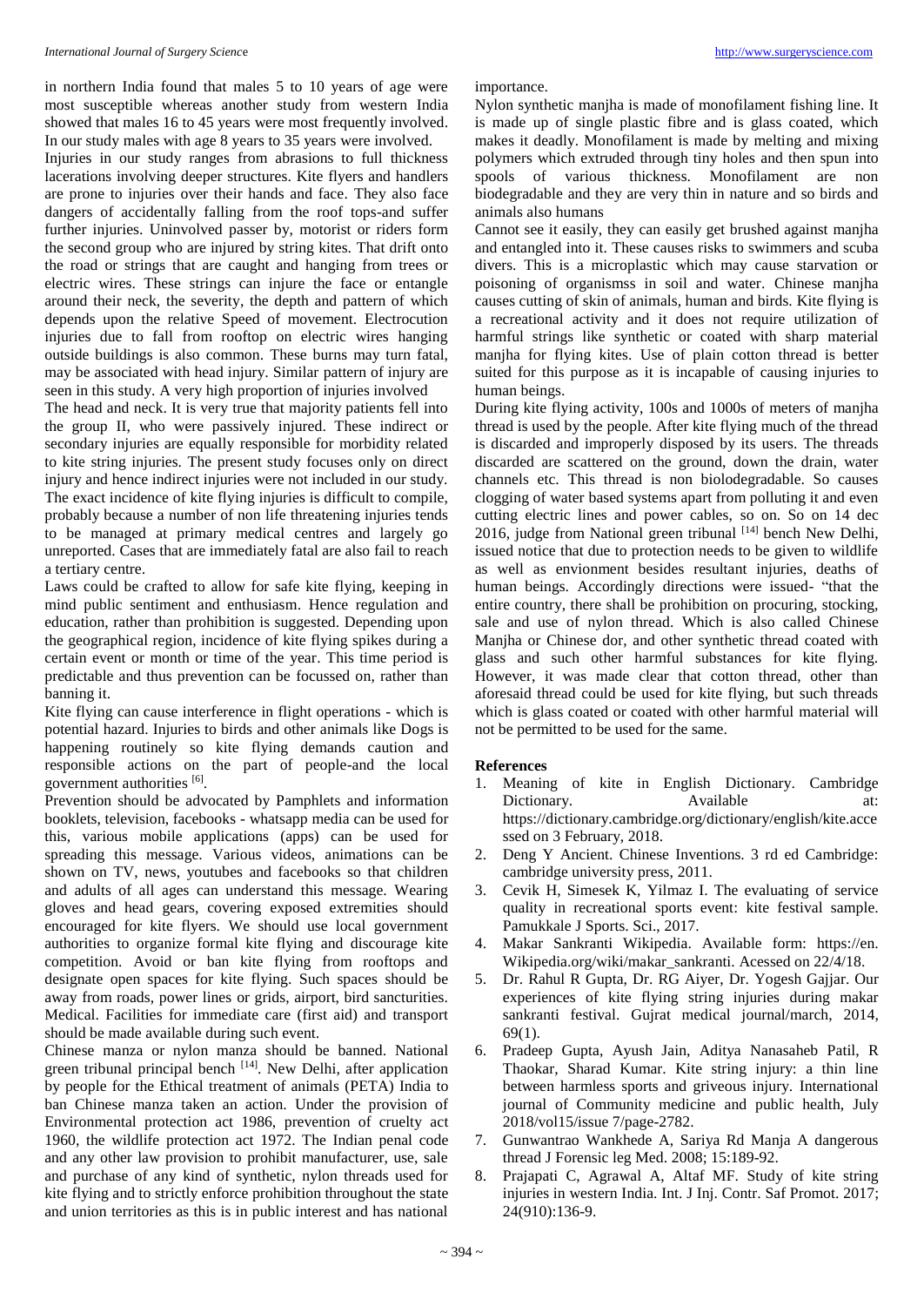in northern India found that males 5 to 10 years of age were most susceptible whereas another study from western India showed that males 16 to 45 years were most frequently involved. In our study males with age 8 years to 35 years were involved.

Injuries in our study ranges from abrasions to full thickness lacerations involving deeper structures. Kite flyers and handlers are prone to injuries over their hands and face. They also face dangers of accidentally falling from the roof tops-and suffer further injuries. Uninvolved passer by, motorist or riders form the second group who are injured by string kites. That drift onto the road or strings that are caught and hanging from trees or electric wires. These strings can injure the face or entangle around their neck, the severity, the depth and pattern of which depends upon the relative Speed of movement. Electrocution injuries due to fall from rooftop on electric wires hanging outside buildings is also common. These burns may turn fatal, may be associated with head injury. Similar pattern of injury are seen in this study. A very high proportion of injuries involved

The head and neck. It is very true that majority patients fell into the group II, who were passively injured. These indirect or secondary injuries are equally responsible for morbidity related to kite string injuries. The present study focuses only on direct injury and hence indirect injuries were not included in our study. The exact incidence of kite flying injuries is difficult to compile, probably because a number of non life threatening injuries tends to be managed at primary medical centres and largely go unreported. Cases that are immediately fatal are also fail to reach a tertiary centre.

Laws could be crafted to allow for safe kite flying, keeping in mind public sentiment and enthusiasm. Hence regulation and education, rather than prohibition is suggested. Depending upon the geographical region, incidence of kite flying spikes during a certain event or month or time of the year. This time period is predictable and thus prevention can be focussed on, rather than banning it.

Kite flying can cause interference in flight operations - which is potential hazard. Injuries to birds and other animals like Dogs is happening routinely so kite flying demands caution and responsible actions on the part of people-and the local government authorities [6].

Prevention should be advocated by Pamphlets and information booklets, television, facebooks - whatsapp media can be used for this, various mobile applications (apps) can be used for spreading this message. Various videos, animations can be shown on TV, news, youtubes and facebooks so that children and adults of all ages can understand this message. Wearing gloves and head gears, covering exposed extremities should encouraged for kite flyers. We should use local government authorities to organize formal kite flying and discourage kite competition. Avoid or ban kite flying from rooftops and designate open spaces for kite flying. Such spaces should be away from roads, power lines or grids, airport, bird sancturities. Medical. Facilities for immediate care (first aid) and transport should be made available during such event.

Chinese manza or nylon manza should be banned. National green tribunal principal bench [14]. New Delhi, after application by people for the Ethical treatment of animals (PETA) India to ban Chinese manza taken an action. Under the provision of Environmental protection act 1986, prevention of cruelty act 1960, the wildlife protection act 1972. The Indian penal code and any other law provision to prohibit manufacturer, use, sale and purchase of any kind of synthetic, nylon threads used for kite flying and to strictly enforce prohibition throughout the state and union territories as this is in public interest and has national importance.

Nylon synthetic manjha is made of monofilament fishing line. It is made up of single plastic fibre and is glass coated, which makes it deadly. Monofilament is made by melting and mixing polymers which extruded through tiny holes and then spun into spools of various thickness. Monofilament are non biodegradable and they are very thin in nature and so birds and animals also humans

Cannot see it easily, they can easily get brushed against manjha and entangled into it. These causes risks to swimmers and scuba divers. This is a microplastic which may cause starvation or poisoning of organismss in soil and water. Chinese manjha causes cutting of skin of animals, human and birds. Kite flying is a recreational activity and it does not require utilization of harmful strings like synthetic or coated with sharp material manjha for flying kites. Use of plain cotton thread is better suited for this purpose as it is incapable of causing injuries to human beings.

During kite flying activity, 100s and 1000s of meters of manjha thread is used by the people. After kite flying much of the thread is discarded and improperly disposed by its users. The threads discarded are scattered on the ground, down the drain, water channels etc. This thread is non biolodegradable. So causes clogging of water based systems apart from polluting it and even cutting electric lines and power cables, so on. So on 14 dec 2016, judge from National green tribunal [14] bench New Delhi, issued notice that due to protection needs to be given to wildlife as well as envionment besides resultant injuries, deaths of human beings. Accordingly directions were issued- "that the entire country, there shall be prohibition on procuring, stocking, sale and use of nylon thread. Which is also called Chinese Manjha or Chinese dor, and other synthetic thread coated with glass and such other harmful substances for kite flying. However, it was made clear that cotton thread, other than aforesaid thread could be used for kite flying, but such threads which is glass coated or coated with other harmful material will not be permitted to be used for the same.

## References

1. Meaning of kite in English Dictionary. Cambridge Dictionary. Available at: https://dictionary.cambridge.org/dictionary/english/kite.accessed on 3 February, 2018.
2. Deng Y Ancient. Chinese Inventions. 3 rd ed Cambridge: cambridge university press, 2011.
3. Cevik H, Simesek K, Yilmaz I. The evaluating of service quality in recreational sports event: kite festival sample. Pamukkale J Sports. Sci., 2017.
4. Makar Sankranti Wikipedia. Available form: https://en.Wikipedia.org/wiki/makar_sankranti. Acessed on 22/4/18.
5. Dr. Rahul R Gupta, Dr. RG Aiyer, Dr. Yogesh Gajjar. Our experiences of kite flying string injuries during makar sankranti festival. Gujrat medical journal/march, 2014, 69(1).
6. Pradeep Gupta, Ayush Jain, Aditya Nanasaheb Patil, R Thaokar, Sharad Kumar. Kite string injury: a thin line between harmless sports and griveous injury. International journal of Community medicine and public health, July 2018/vol15/issue 7/page-2782.
7. Gunwantrao Wankhede A, Sariya Rd Manja A dangerous thread J Forensic leg Med. 2008; 15:189-92.
8. Prajapati C, Agrawal A, Altaf MF. Study of kite string injuries in western India. Int. J Inj. Contr. Saf Promot. 2017; 24(910):136-9.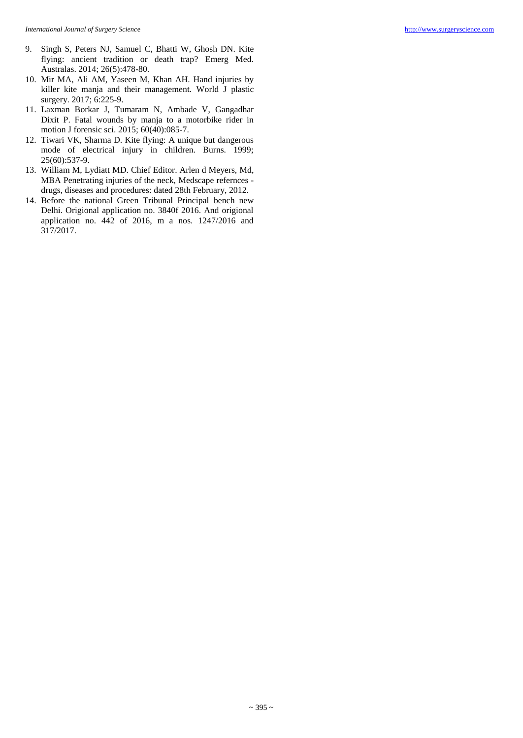9. Singh S, Peters NJ, Samuel C, Bhatti W, Ghosh DN. Kite flying: ancient tradition or death trap? Emerg Med. Australas. 2014; 26(5):478-80.
10. Mir MA, Ali AM, Yaseen M, Khan AH. Hand injuries by killer kite manja and their management. World J plastic surgery. 2017; 6:225-9.
11. Laxman Borkar J, Tumaram N, Ambade V, Gangadhar Dixit P. Fatal wounds by manja to a motorbike rider in motion J forensic sci. 2015; 60(40):085-7.
12. Tiwari VK, Sharma D. Kite flying: A unique but dangerous mode of electrical injury in children. Burns. 1999; 25(60):537-9.
13. William M, Lydiatt MD. Chief Editor. Arlen d Meyers, Md, MBA Penetrating injuries of the neck, Medscape refernces - drugs, diseases and procedures: dated 28th February, 2012.
14. Before the national Green Tribunal Principal bench new Delhi. Origional application no. 3840f 2016. And origional application no. 442 of 2016, m a nos. 1247/2016 and 317/2017.